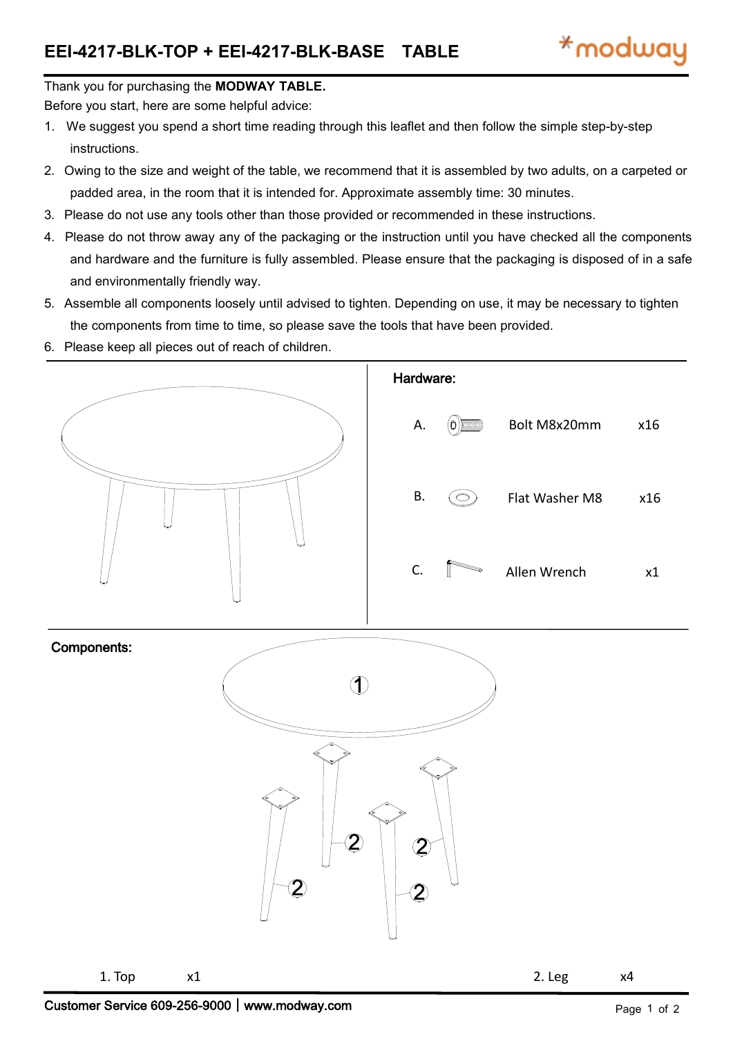# EEI-4217-BLK-TOP + EEI-4217-BLK-BASE TABLE

*modway

Thank you for purchasing the **MODWAY TABLE.**

Before you start, here are some helpful advice:

1. We suggest you spend a short time reading through this leaflet and then follow the simple step-by-step instructions.
2. Owing to the size and weight of the table, we recommend that it is assembled by two adults, on a carpeted or padded area, in the room that it is intended for. Approximate assembly time: 30 minutes.
3. Please do not use any tools other than those provided or recommended in these instructions.
4. Please do not throw away any of the packaging or the instruction until you have checked all the components and hardware and the furniture is fully assembled. Please ensure that the packaging is disposed of in a safe and environmentally friendly way.
5. Assemble all components loosely until advised to tighten. Depending on use, it may be necessary to tighten the components from time to time, so please save the tools that have been provided.
6. Please keep all pieces out of reach of children.

## Hardware:

| | Item | Qty |
|---|---|---|
| A. | Bolt M8x20mm | x16 |
| B. | Flat Washer M8 | x16 |
| C. | Allen Wrench | x1 |

## Components:

| Component | Qty |
|---|---|
| 1. Top | x1 |
| 2. Leg | x4 |

Customer Service 609-256-9000 | www.modway.com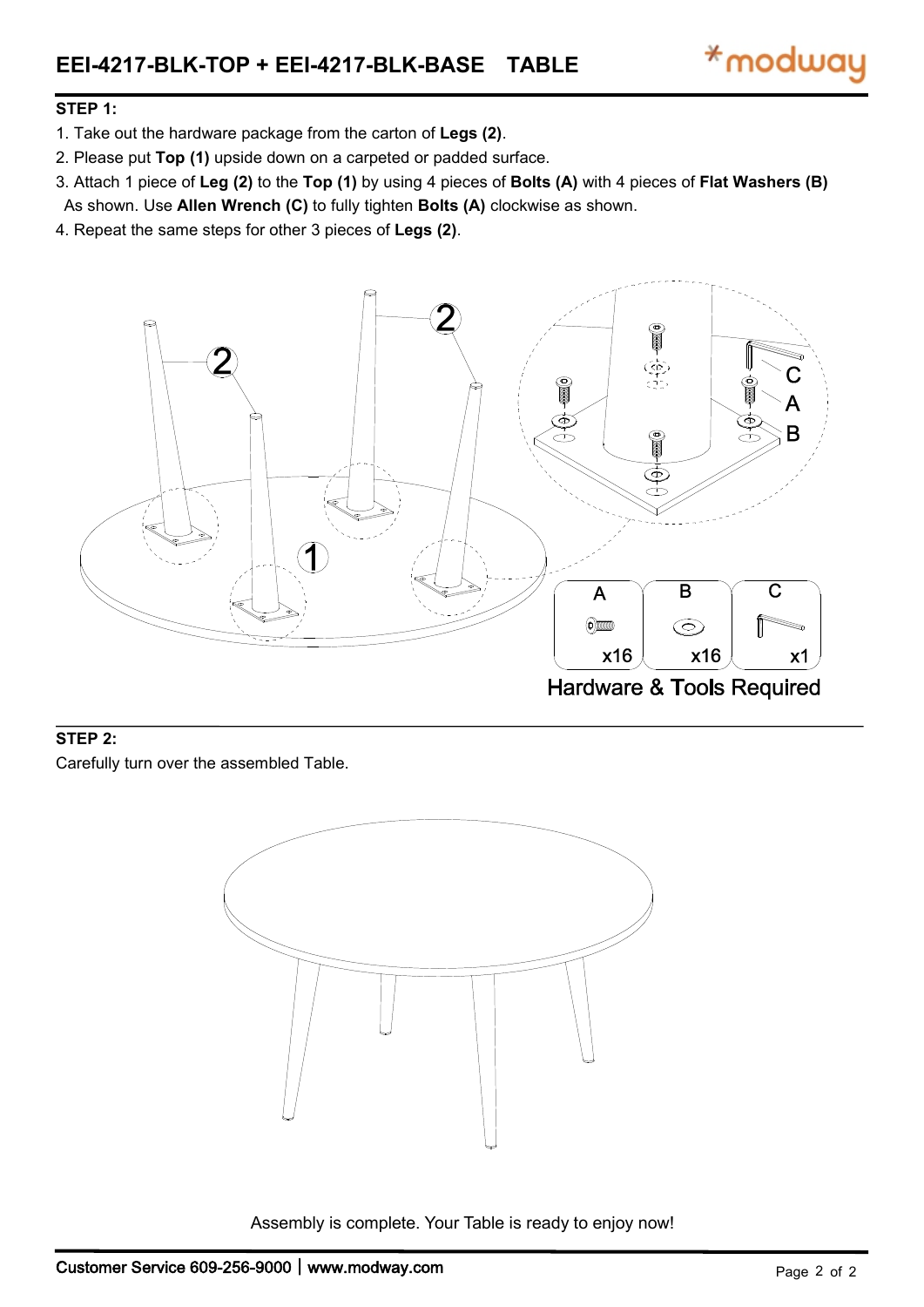# EEI-4217-BLK-TOP + EEI-4217-BLK-BASE TABLE

**STEP 1:**

1. Take out the hardware package from the carton of **Legs (2)**.
2. Please put **Top (1)** upside down on a carpeted or padded surface.
3. Attach 1 piece of **Leg (2)** to the **Top (1)** by using 4 pieces of **Bolts (A)** with 4 pieces of **Flat Washers (B)** As shown. Use **Allen Wrench (C)** to fully tighten **Bolts (A)** clockwise as shown.
4. Repeat the same steps for other 3 pieces of **Legs (2)**.

| A | B | C |
|---|---|---|
| x16 | x16 | x1 |

Hardware & Tools Required

**STEP 2:**

Carefully turn over the assembled Table.

Assembly is complete. Your Table is ready to enjoy now!

Customer Service 609-256-9000 | www.modway.com